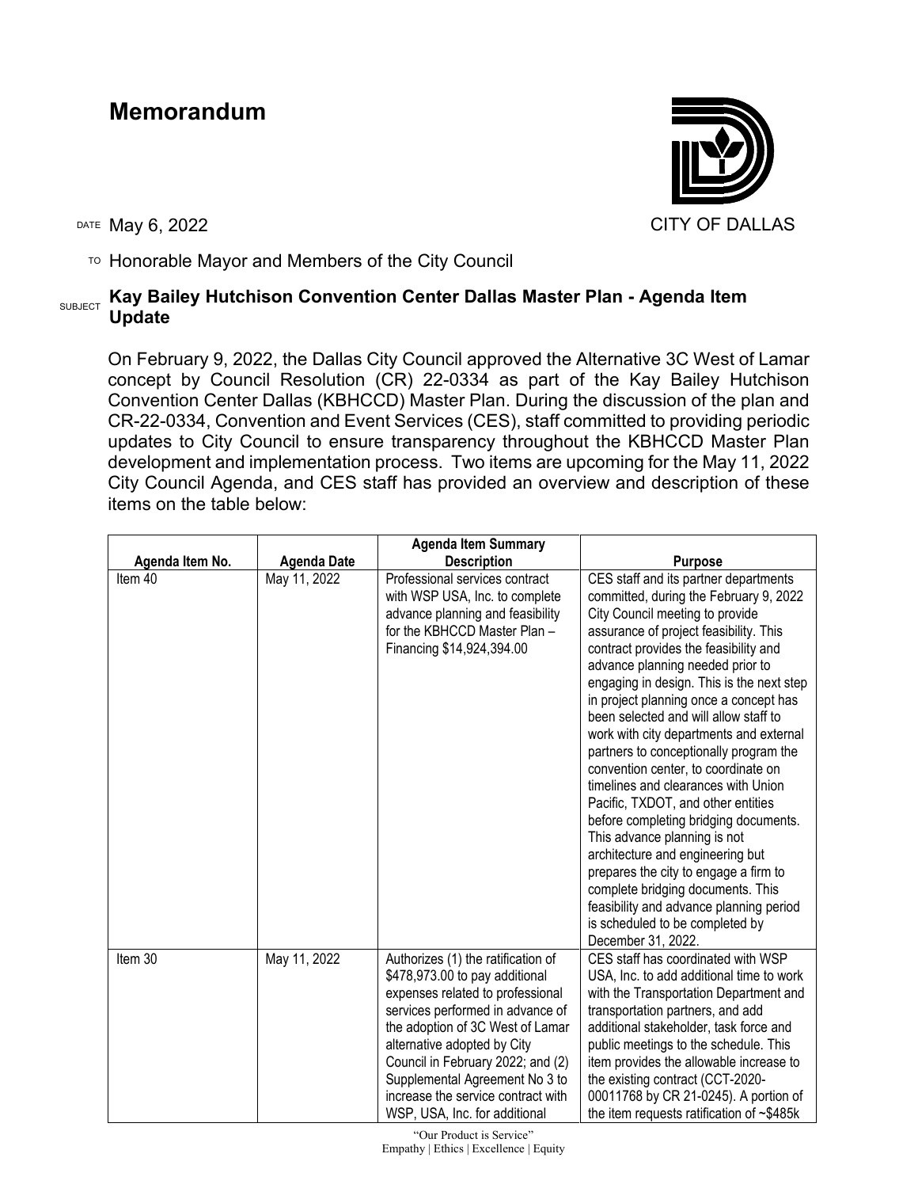# Memorandum

CITY OF DALLAS

DATE May 6, 2022

TO Honorable Mayor and Members of the City Council

SUBJECT **Kay Bailey Hutchison Convention Center Dallas Master Plan - Agenda Item Update**

On February 9, 2022, the Dallas City Council approved the Alternative 3C West of Lamar concept by Council Resolution (CR) 22-0334 as part of the Kay Bailey Hutchison Convention Center Dallas (KBHCCD) Master Plan. During the discussion of the plan and CR-22-0334, Convention and Event Services (CES), staff committed to providing periodic updates to City Council to ensure transparency throughout the KBHCCD Master Plan development and implementation process. Two items are upcoming for the May 11, 2022 City Council Agenda, and CES staff has provided an overview and description of these items on the table below:

| Agenda Item No. | Agenda Date | Agenda Item Summary Description | Purpose |
|---|---|---|---|
| Item 40 | May 11, 2022 | Professional services contract with WSP USA, Inc. to complete advance planning and feasibility for the KBHCCD Master Plan – Financing $14,924,394.00 | CES staff and its partner departments committed, during the February 9, 2022 City Council meeting to provide assurance of project feasibility. This contract provides the feasibility and advance planning needed prior to engaging in design. This is the next step in project planning once a concept has been selected and will allow staff to work with city departments and external partners to conceptionally program the convention center, to coordinate on timelines and clearances with Union Pacific, TXDOT, and other entities before completing bridging documents. This advance planning is not architecture and engineering but prepares the city to engage a firm to complete bridging documents. This feasibility and advance planning period is scheduled to be completed by December 31, 2022. |
| Item 30 | May 11, 2022 | Authorizes (1) the ratification of $478,973.00 to pay additional expenses related to professional services performed in advance of the adoption of 3C West of Lamar alternative adopted by City Council in February 2022; and (2) Supplemental Agreement No 3 to increase the service contract with WSP, USA, Inc. for additional | CES staff has coordinated with WSP USA, Inc. to add additional time to work with the Transportation Department and transportation partners, and add additional stakeholder, task force and public meetings to the schedule. This item provides the allowable increase to the existing contract (CCT-2020-00011768 by CR 21-0245). A portion of the item requests ratification of ~$485k |

"Our Product is Service"
Empathy | Ethics | Excellence | Equity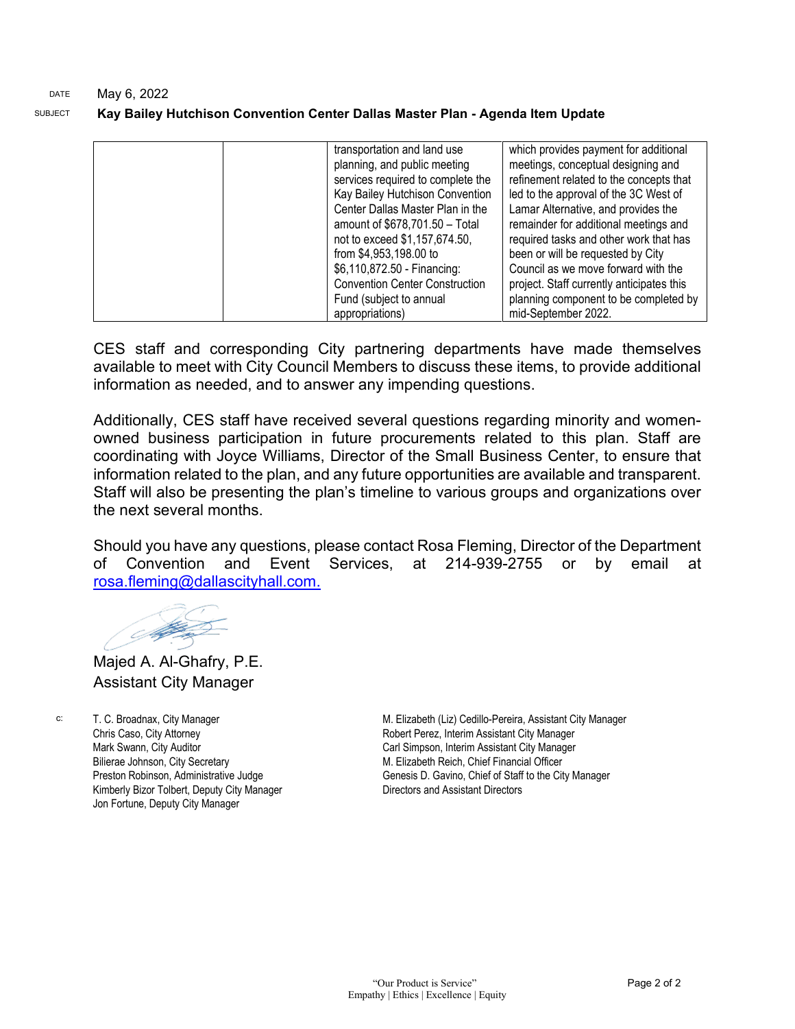DATE May 6, 2022

SUBJECT **Kay Bailey Hutchison Convention Center Dallas Master Plan - Agenda Item Update**

| | | | |
|---|---|---|---|
| | | transportation and land use planning, and public meeting services required to complete the Kay Bailey Hutchison Convention Center Dallas Master Plan in the amount of $678,701.50 – Total not to exceed $1,157,674.50, from $4,953,198.00 to $6,110,872.50 - Financing: Convention Center Construction Fund (subject to annual appropriations) | which provides payment for additional meetings, conceptual designing and refinement related to the concepts that led to the approval of the 3C West of Lamar Alternative, and provides the remainder for additional meetings and required tasks and other work that has been or will be requested by City Council as we move forward with the project. Staff currently anticipates this planning component to be completed by mid-September 2022. |

CES staff and corresponding City partnering departments have made themselves available to meet with City Council Members to discuss these items, to provide additional information as needed, and to answer any impending questions.

Additionally, CES staff have received several questions regarding minority and women-owned business participation in future procurements related to this plan. Staff are coordinating with Joyce Williams, Director of the Small Business Center, to ensure that information related to the plan, and any future opportunities are available and transparent. Staff will also be presenting the plan's timeline to various groups and organizations over the next several months.

Should you have any questions, please contact Rosa Fleming, Director of the Department of Convention and Event Services, at 214-939-2755 or by email at rosa.fleming@dallascityhall.com.

Majed A. Al-Ghafry, P.E.
Assistant City Manager

c:
T. C. Broadnax, City Manager
Chris Caso, City Attorney
Mark Swann, City Auditor
Bilierae Johnson, City Secretary
Preston Robinson, Administrative Judge
Kimberly Bizor Tolbert, Deputy City Manager
Jon Fortune, Deputy City Manager
M. Elizabeth (Liz) Cedillo-Pereira, Assistant City Manager
Robert Perez, Interim Assistant City Manager
Carl Simpson, Interim Assistant City Manager
M. Elizabeth Reich, Chief Financial Officer
Genesis D. Gavino, Chief of Staff to the City Manager
Directors and Assistant Directors

"Our Product is Service"
Empathy | Ethics | Excellence | Equity